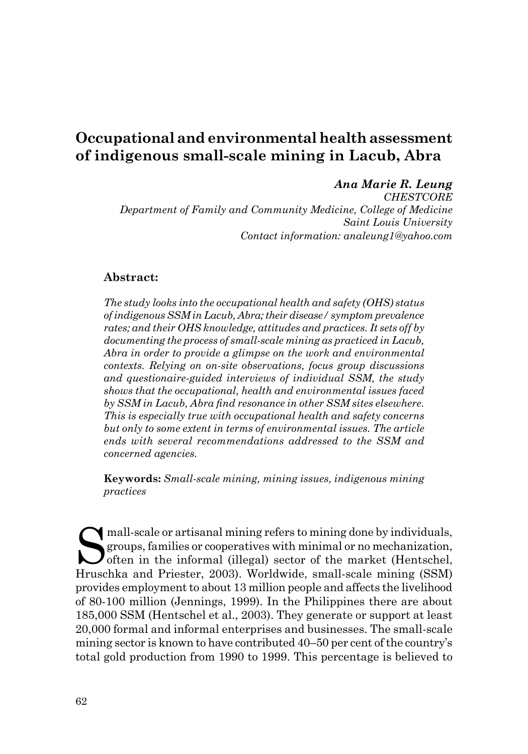# Occupational and environmental health assessment of indigenous small-scale mining in Lacub, Abra

***Ana Marie R. Leung***
*CHESTCORE*
*Department of Family and Community Medicine, College of Medicine*
*Saint Louis University*
*Contact information: analeung1@yahoo.com*

**Abstract:**

*The study looks into the occupational health and safety (OHS) status of indigenous SSM in Lacub, Abra; their disease/ symptom prevalence rates; and their OHS knowledge, attitudes and practices. It sets off by documenting the process of small-scale mining as practiced in Lacub, Abra in order to provide a glimpse on the work and environmental contexts. Relying on on-site observations, focus group discussions and questionaire-guided interviews of individual SSM, the study shows that the occupational, health and environmental issues faced by SSM in Lacub, Abra find resonance in other SSM sites elsewhere. This is especially true with occupational health and safety concerns but only to some extent in terms of environmental issues. The article ends with several recommendations addressed to the SSM and concerned agencies.*

**Keywords:** *Small-scale mining, mining issues, indigenous mining practices*

Small-scale or artisanal mining refers to mining done by individuals, groups, families or cooperatives with minimal or no mechanization, often in the informal (illegal) sector of the market (Hentschel, Hruschka and Priester, 2003). Worldwide, small-scale mining (SSM) provides employment to about 13 million people and affects the livelihood of 80-100 million (Jennings, 1999). In the Philippines there are about 185,000 SSM (Hentschel et al., 2003). They generate or support at least 20,000 formal and informal enterprises and businesses. The small-scale mining sector is known to have contributed 40–50 per cent of the country's total gold production from 1990 to 1999. This percentage is believed to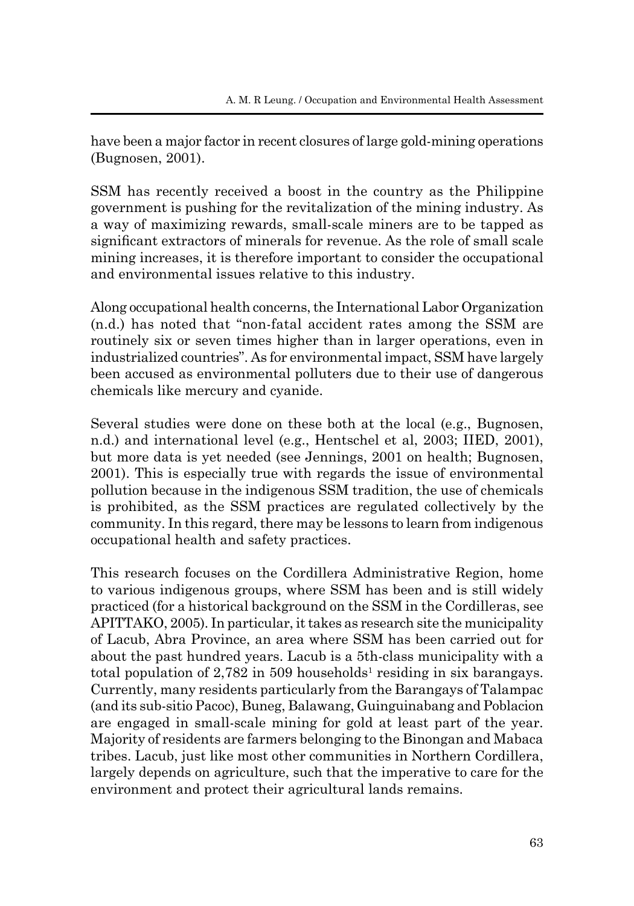have been a major factor in recent closures of large gold-mining operations (Bugnosen, 2001).

SSM has recently received a boost in the country as the Philippine government is pushing for the revitalization of the mining industry. As a way of maximizing rewards, small-scale miners are to be tapped as significant extractors of minerals for revenue. As the role of small scale mining increases, it is therefore important to consider the occupational and environmental issues relative to this industry.

Along occupational health concerns, the International Labor Organization (n.d.) has noted that "non-fatal accident rates among the SSM are routinely six or seven times higher than in larger operations, even in industrialized countries". As for environmental impact, SSM have largely been accused as environmental polluters due to their use of dangerous chemicals like mercury and cyanide.

Several studies were done on these both at the local (e.g., Bugnosen, n.d.) and international level (e.g., Hentschel et al, 2003; IIED, 2001), but more data is yet needed (see Jennings, 2001 on health; Bugnosen, 2001). This is especially true with regards the issue of environmental pollution because in the indigenous SSM tradition, the use of chemicals is prohibited, as the SSM practices are regulated collectively by the community. In this regard, there may be lessons to learn from indigenous occupational health and safety practices.

This research focuses on the Cordillera Administrative Region, home to various indigenous groups, where SSM has been and is still widely practiced (for a historical background on the SSM in the Cordilleras, see APITTAKO, 2005). In particular, it takes as research site the municipality of Lacub, Abra Province, an area where SSM has been carried out for about the past hundred years. Lacub is a 5th-class municipality with a total population of 2,782 in 509 households[1] residing in six barangays. Currently, many residents particularly from the Barangays of Talampac (and its sub-sitio Pacoc), Buneg, Balawang, Guinguinabang and Poblacion are engaged in small-scale mining for gold at least part of the year. Majority of residents are farmers belonging to the Binongan and Mabaca tribes. Lacub, just like most other communities in Northern Cordillera, largely depends on agriculture, such that the imperative to care for the environment and protect their agricultural lands remains.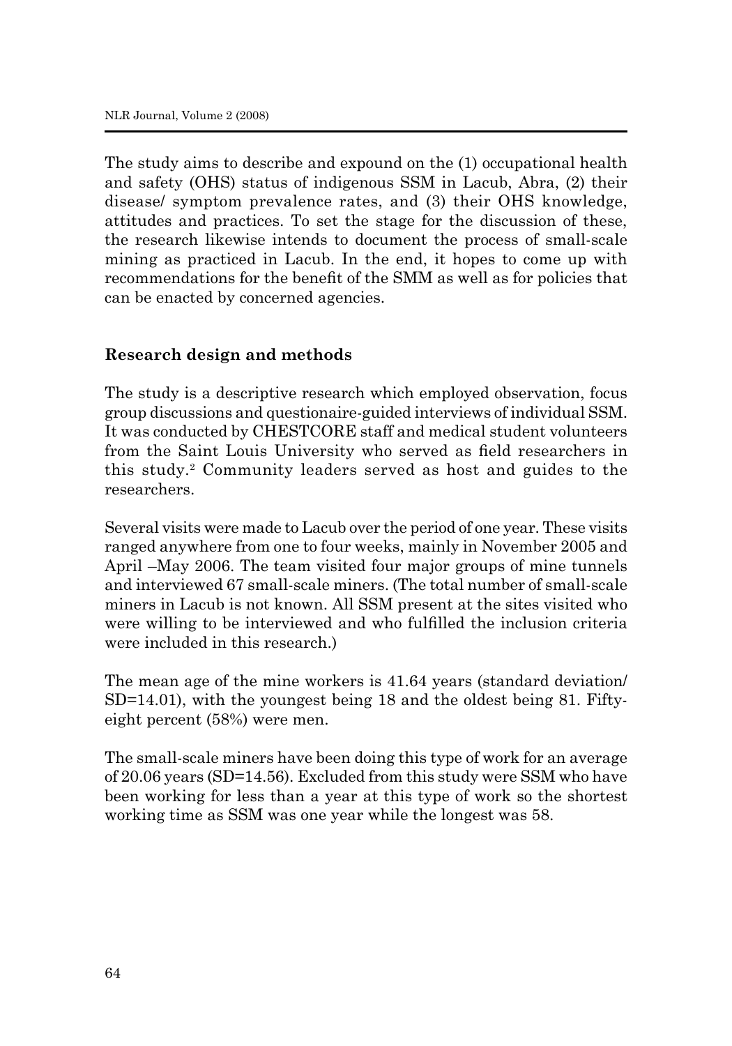The study aims to describe and expound on the (1) occupational health and safety (OHS) status of indigenous SSM in Lacub, Abra, (2) their disease/ symptom prevalence rates, and (3) their OHS knowledge, attitudes and practices. To set the stage for the discussion of these, the research likewise intends to document the process of small-scale mining as practiced in Lacub. In the end, it hopes to come up with recommendations for the benefit of the SMM as well as for policies that can be enacted by concerned agencies.

## Research design and methods

The study is a descriptive research which employed observation, focus group discussions and questionaire-guided interviews of individual SSM. It was conducted by CHESTCORE staff and medical student volunteers from the Saint Louis University who served as field researchers in this study.[2] Community leaders served as host and guides to the researchers.

Several visits were made to Lacub over the period of one year. These visits ranged anywhere from one to four weeks, mainly in November 2005 and April –May 2006. The team visited four major groups of mine tunnels and interviewed 67 small-scale miners. (The total number of small-scale miners in Lacub is not known. All SSM present at the sites visited who were willing to be interviewed and who fulfilled the inclusion criteria were included in this research.)

The mean age of the mine workers is 41.64 years (standard deviation/ SD=14.01), with the youngest being 18 and the oldest being 81. Fifty-eight percent (58%) were men.

The small-scale miners have been doing this type of work for an average of 20.06 years (SD=14.56). Excluded from this study were SSM who have been working for less than a year at this type of work so the shortest working time as SSM was one year while the longest was 58.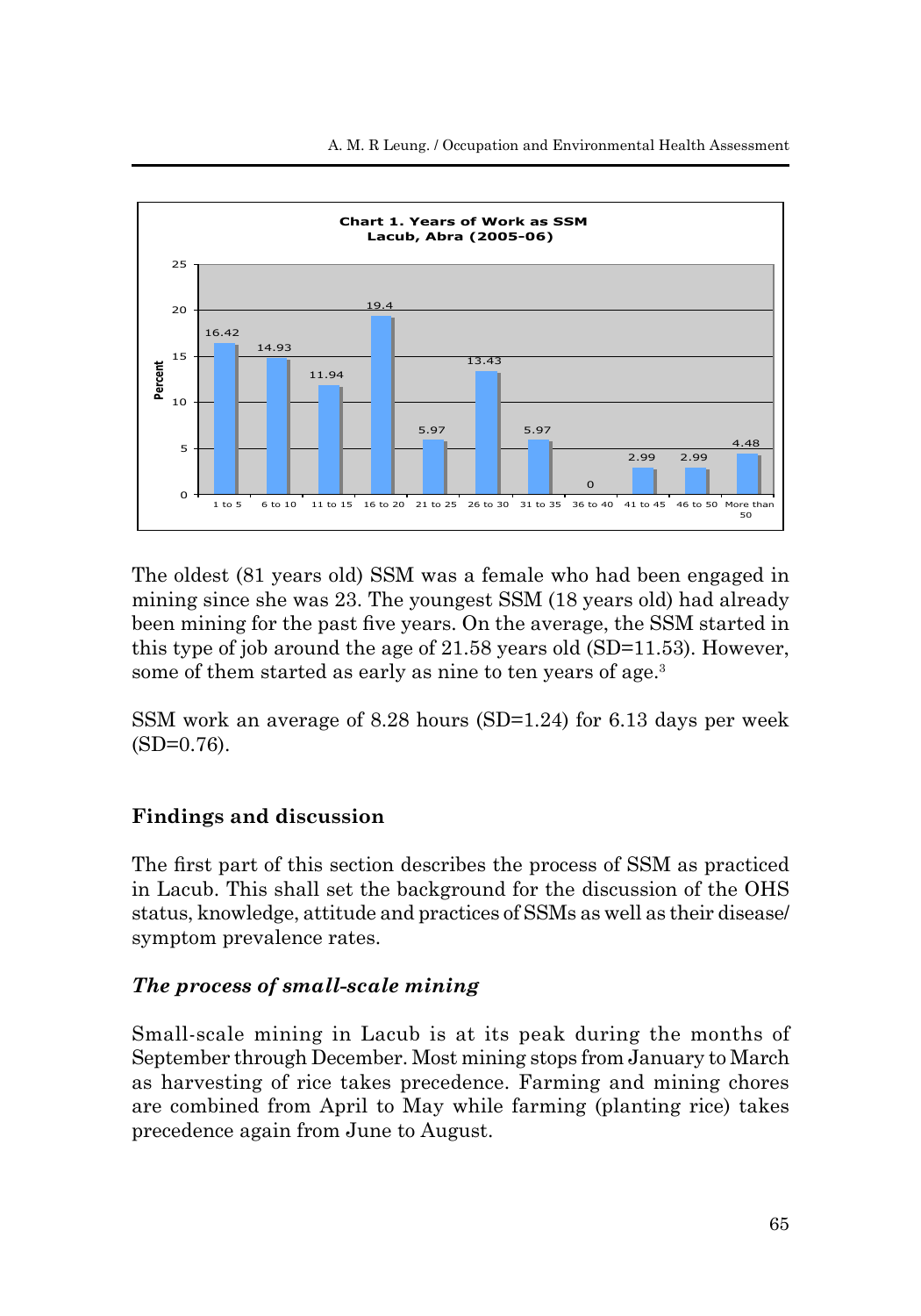**Chart 1. Years of Work as SSM**
**Lacub, Abra (2005-06)**

| Years of work | Percent |
|---|---|
| 1 to 5 | 16.42 |
| 6 to 10 | 14.93 |
| 11 to 15 | 11.94 |
| 16 to 20 | 19.4 |
| 21 to 25 | 5.97 |
| 26 to 30 | 13.43 |
| 31 to 35 | 5.97 |
| 36 to 40 | 0 |
| 41 to 45 | 2.99 |
| 46 to 50 | 2.99 |
| More than 50 | 4.48 |

The oldest (81 years old) SSM was a female who had been engaged in mining since she was 23. The youngest SSM (18 years old) had already been mining for the past five years. On the average, the SSM started in this type of job around the age of 21.58 years old (SD=11.53). However, some of them started as early as nine to ten years of age.[3]

SSM work an average of 8.28 hours (SD=1.24) for 6.13 days per week (SD=0.76).

## Findings and discussion

The first part of this section describes the process of SSM as practiced in Lacub. This shall set the background for the discussion of the OHS status, knowledge, attitude and practices of SSMs as well as their disease/symptom prevalence rates.

### *The process of small-scale mining*

Small-scale mining in Lacub is at its peak during the months of September through December. Most mining stops from January to March as harvesting of rice takes precedence. Farming and mining chores are combined from April to May while farming (planting rice) takes precedence again from June to August.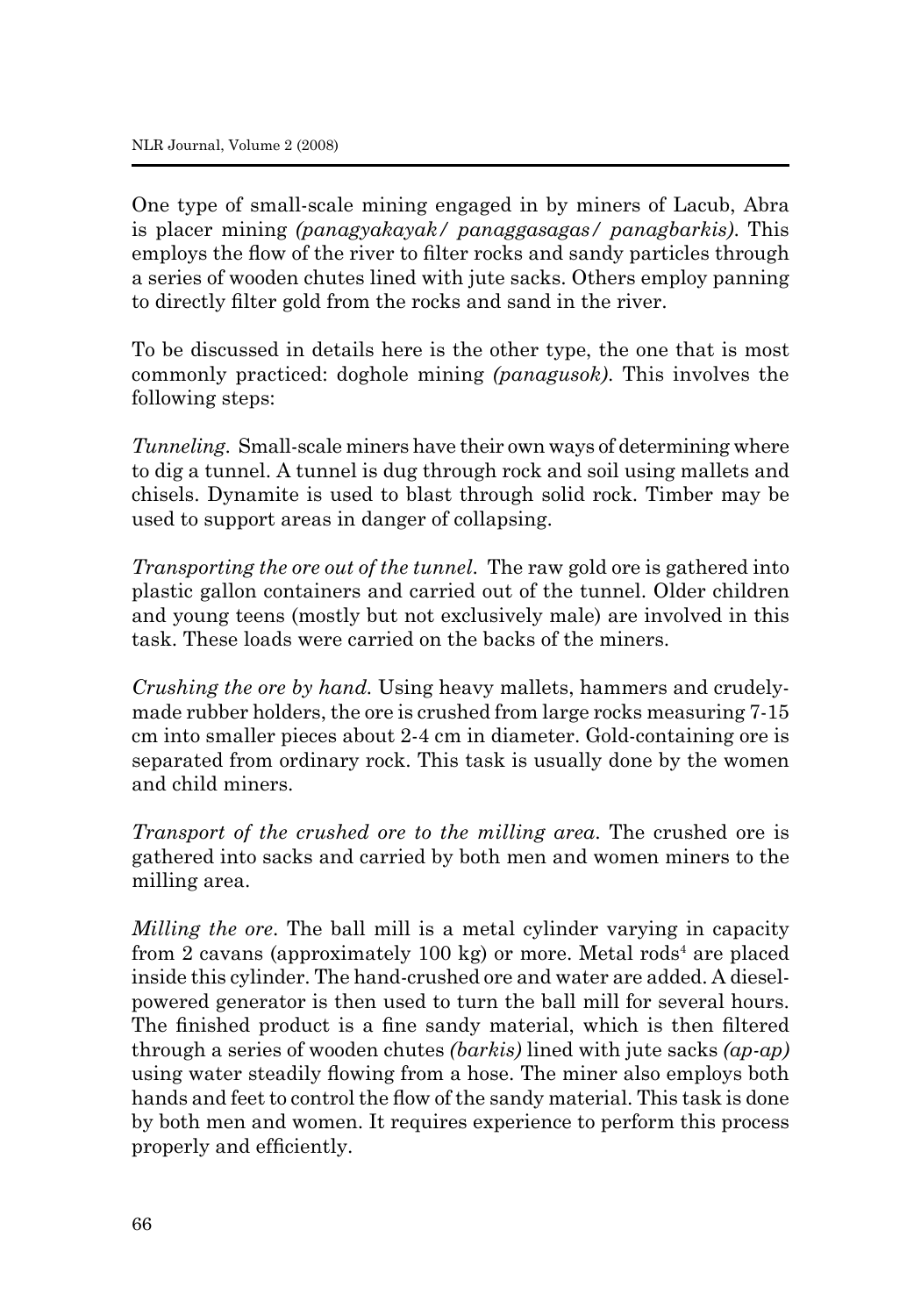One type of small-scale mining engaged in by miners of Lacub, Abra is placer mining *(panagyakayak/ panaggasagas/ panagbarkis)*. This employs the flow of the river to filter rocks and sandy particles through a series of wooden chutes lined with jute sacks. Others employ panning to directly filter gold from the rocks and sand in the river.

To be discussed in details here is the other type, the one that is most commonly practiced: doghole mining *(panagusok)*. This involves the following steps:

*Tunneling*. Small-scale miners have their own ways of determining where to dig a tunnel. A tunnel is dug through rock and soil using mallets and chisels. Dynamite is used to blast through solid rock. Timber may be used to support areas in danger of collapsing.

*Transporting the ore out of the tunnel*. The raw gold ore is gathered into plastic gallon containers and carried out of the tunnel. Older children and young teens (mostly but not exclusively male) are involved in this task. These loads were carried on the backs of the miners.

*Crushing the ore by hand*. Using heavy mallets, hammers and crudely-made rubber holders, the ore is crushed from large rocks measuring 7-15 cm into smaller pieces about 2-4 cm in diameter. Gold-containing ore is separated from ordinary rock. This task is usually done by the women and child miners.

*Transport of the crushed ore to the milling area*. The crushed ore is gathered into sacks and carried by both men and women miners to the milling area.

*Milling the ore*. The ball mill is a metal cylinder varying in capacity from 2 cavans (approximately 100 kg) or more. Metal rods[4] are placed inside this cylinder. The hand-crushed ore and water are added. A diesel-powered generator is then used to turn the ball mill for several hours. The finished product is a fine sandy material, which is then filtered through a series of wooden chutes *(barkis)* lined with jute sacks *(ap-ap)* using water steadily flowing from a hose. The miner also employs both hands and feet to control the flow of the sandy material. This task is done by both men and women. It requires experience to perform this process properly and efficiently.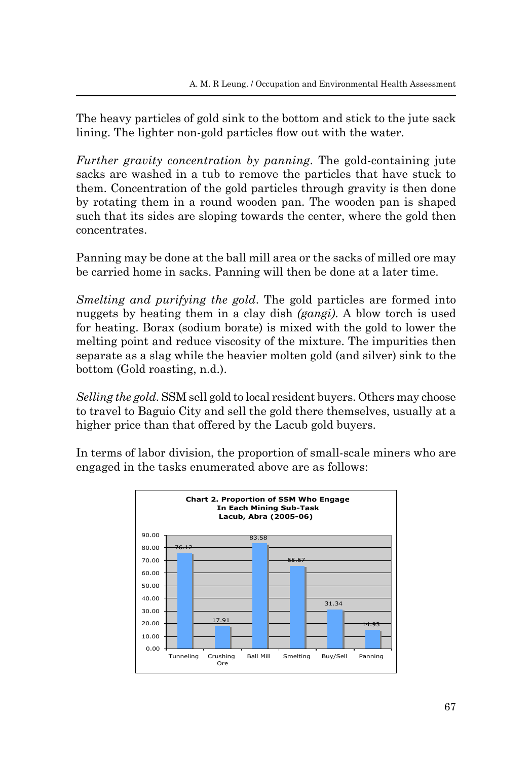The heavy particles of gold sink to the bottom and stick to the jute sack lining. The lighter non-gold particles flow out with the water.

*Further gravity concentration by panning*. The gold-containing jute sacks are washed in a tub to remove the particles that have stuck to them. Concentration of the gold particles through gravity is then done by rotating them in a round wooden pan. The wooden pan is shaped such that its sides are sloping towards the center, where the gold then concentrates.

Panning may be done at the ball mill area or the sacks of milled ore may be carried home in sacks. Panning will then be done at a later time.

*Smelting and purifying the gold*. The gold particles are formed into nuggets by heating them in a clay dish *(gangi)*. A blow torch is used for heating. Borax (sodium borate) is mixed with the gold to lower the melting point and reduce viscosity of the mixture. The impurities then separate as a slag while the heavier molten gold (and silver) sink to the bottom (Gold roasting, n.d.).

*Selling the gold*. SSM sell gold to local resident buyers. Others may choose to travel to Baguio City and sell the gold there themselves, usually at a higher price than that offered by the Lacub gold buyers.

In terms of labor division, the proportion of small-scale miners who are engaged in the tasks enumerated above are as follows:

**Chart 2. Proportion of SSM Who Engage In Each Mining Sub-Task Lacub, Abra (2005-06)**

| Tunneling | Crushing Ore | Ball Mill | Smelting | Buy/Sell | Panning |
|---|---|---|---|---|---|
| 76.12 | 17.91 | 83.58 | 65.67 | 31.34 | 14.93 |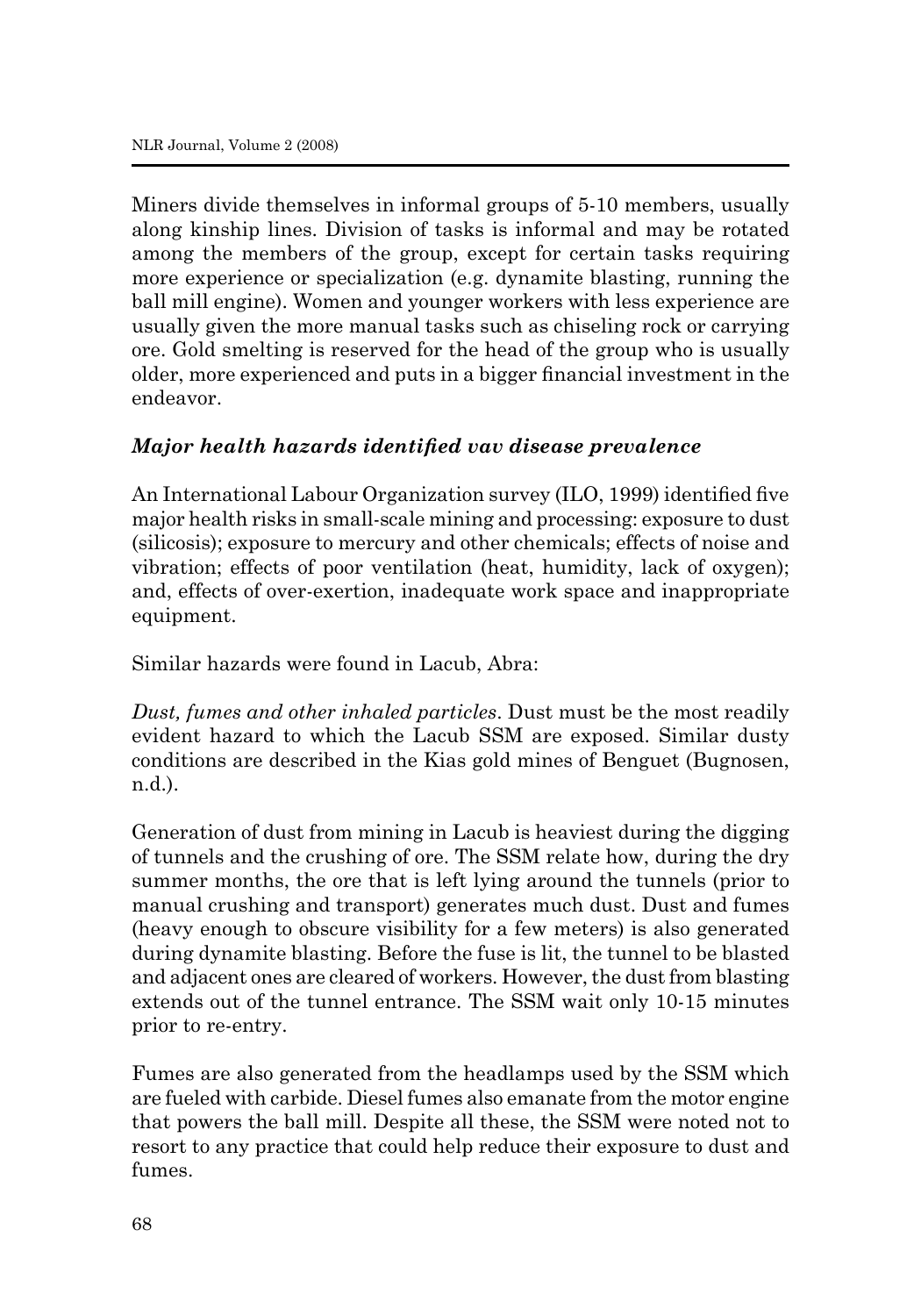Miners divide themselves in informal groups of 5-10 members, usually along kinship lines. Division of tasks is informal and may be rotated among the members of the group, except for certain tasks requiring more experience or specialization (e.g. dynamite blasting, running the ball mill engine). Women and younger workers with less experience are usually given the more manual tasks such as chiseling rock or carrying ore. Gold smelting is reserved for the head of the group who is usually older, more experienced and puts in a bigger financial investment in the endeavor.

### *Major health hazards identified vav disease prevalence*

An International Labour Organization survey (ILO, 1999) identified five major health risks in small-scale mining and processing: exposure to dust (silicosis); exposure to mercury and other chemicals; effects of noise and vibration; effects of poor ventilation (heat, humidity, lack of oxygen); and, effects of over-exertion, inadequate work space and inappropriate equipment.

Similar hazards were found in Lacub, Abra:

*Dust, fumes and other inhaled particles*. Dust must be the most readily evident hazard to which the Lacub SSM are exposed. Similar dusty conditions are described in the Kias gold mines of Benguet (Bugnosen, n.d.).

Generation of dust from mining in Lacub is heaviest during the digging of tunnels and the crushing of ore. The SSM relate how, during the dry summer months, the ore that is left lying around the tunnels (prior to manual crushing and transport) generates much dust. Dust and fumes (heavy enough to obscure visibility for a few meters) is also generated during dynamite blasting. Before the fuse is lit, the tunnel to be blasted and adjacent ones are cleared of workers. However, the dust from blasting extends out of the tunnel entrance. The SSM wait only 10-15 minutes prior to re-entry.

Fumes are also generated from the headlamps used by the SSM which are fueled with carbide. Diesel fumes also emanate from the motor engine that powers the ball mill. Despite all these, the SSM were noted not to resort to any practice that could help reduce their exposure to dust and fumes.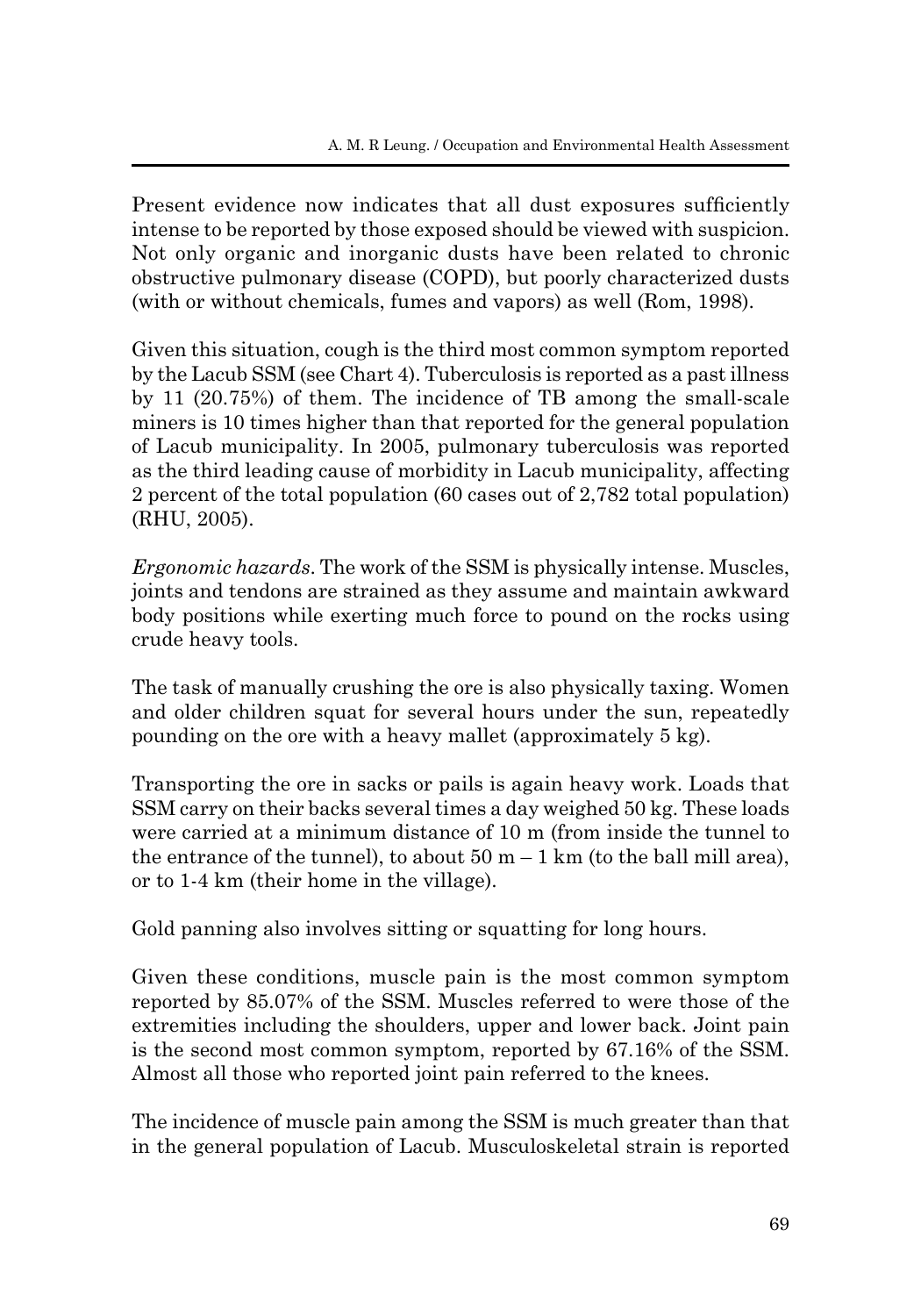Present evidence now indicates that all dust exposures sufficiently intense to be reported by those exposed should be viewed with suspicion. Not only organic and inorganic dusts have been related to chronic obstructive pulmonary disease (COPD), but poorly characterized dusts (with or without chemicals, fumes and vapors) as well (Rom, 1998).

Given this situation, cough is the third most common symptom reported by the Lacub SSM (see Chart 4). Tuberculosis is reported as a past illness by 11 (20.75%) of them. The incidence of TB among the small-scale miners is 10 times higher than that reported for the general population of Lacub municipality. In 2005, pulmonary tuberculosis was reported as the third leading cause of morbidity in Lacub municipality, affecting 2 percent of the total population (60 cases out of 2,782 total population) (RHU, 2005).

*Ergonomic hazards*. The work of the SSM is physically intense. Muscles, joints and tendons are strained as they assume and maintain awkward body positions while exerting much force to pound on the rocks using crude heavy tools.

The task of manually crushing the ore is also physically taxing. Women and older children squat for several hours under the sun, repeatedly pounding on the ore with a heavy mallet (approximately 5 kg).

Transporting the ore in sacks or pails is again heavy work. Loads that SSM carry on their backs several times a day weighed 50 kg. These loads were carried at a minimum distance of 10 m (from inside the tunnel to the entrance of the tunnel), to about 50 m – 1 km (to the ball mill area), or to 1-4 km (their home in the village).

Gold panning also involves sitting or squatting for long hours.

Given these conditions, muscle pain is the most common symptom reported by 85.07% of the SSM. Muscles referred to were those of the extremities including the shoulders, upper and lower back. Joint pain is the second most common symptom, reported by 67.16% of the SSM. Almost all those who reported joint pain referred to the knees.

The incidence of muscle pain among the SSM is much greater than that in the general population of Lacub. Musculoskeletal strain is reported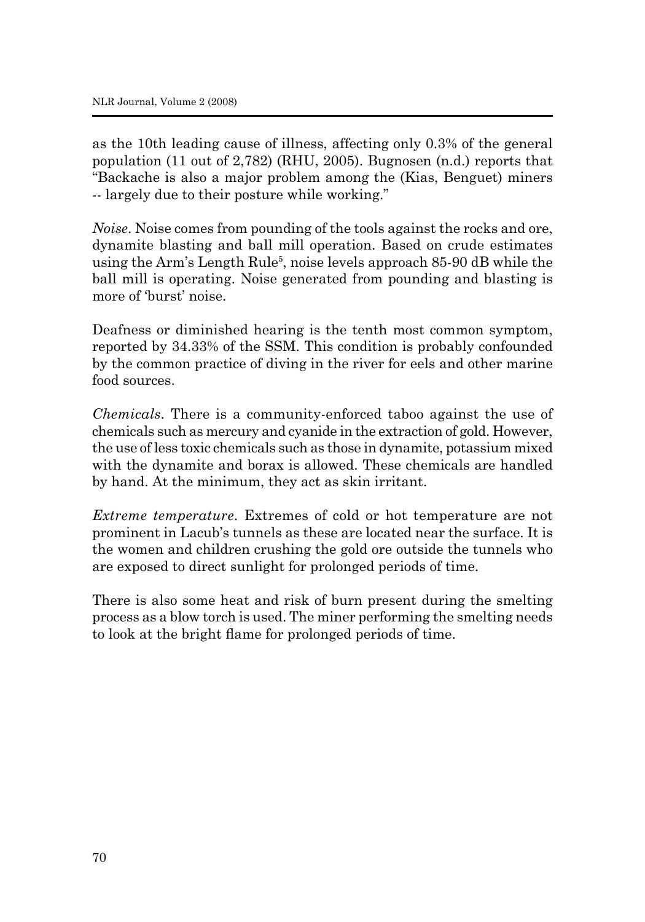as the 10th leading cause of illness, affecting only 0.3% of the general population (11 out of 2,782) (RHU, 2005). Bugnosen (n.d.) reports that "Backache is also a major problem among the (Kias, Benguet) miners -- largely due to their posture while working."

*Noise*. Noise comes from pounding of the tools against the rocks and ore, dynamite blasting and ball mill operation. Based on crude estimates using the Arm's Length Rule[5], noise levels approach 85-90 dB while the ball mill is operating. Noise generated from pounding and blasting is more of 'burst' noise.

Deafness or diminished hearing is the tenth most common symptom, reported by 34.33% of the SSM. This condition is probably confounded by the common practice of diving in the river for eels and other marine food sources.

*Chemicals*. There is a community-enforced taboo against the use of chemicals such as mercury and cyanide in the extraction of gold. However, the use of less toxic chemicals such as those in dynamite, potassium mixed with the dynamite and borax is allowed. These chemicals are handled by hand. At the minimum, they act as skin irritant.

*Extreme temperature*. Extremes of cold or hot temperature are not prominent in Lacub's tunnels as these are located near the surface. It is the women and children crushing the gold ore outside the tunnels who are exposed to direct sunlight for prolonged periods of time.

There is also some heat and risk of burn present during the smelting process as a blow torch is used. The miner performing the smelting needs to look at the bright flame for prolonged periods of time.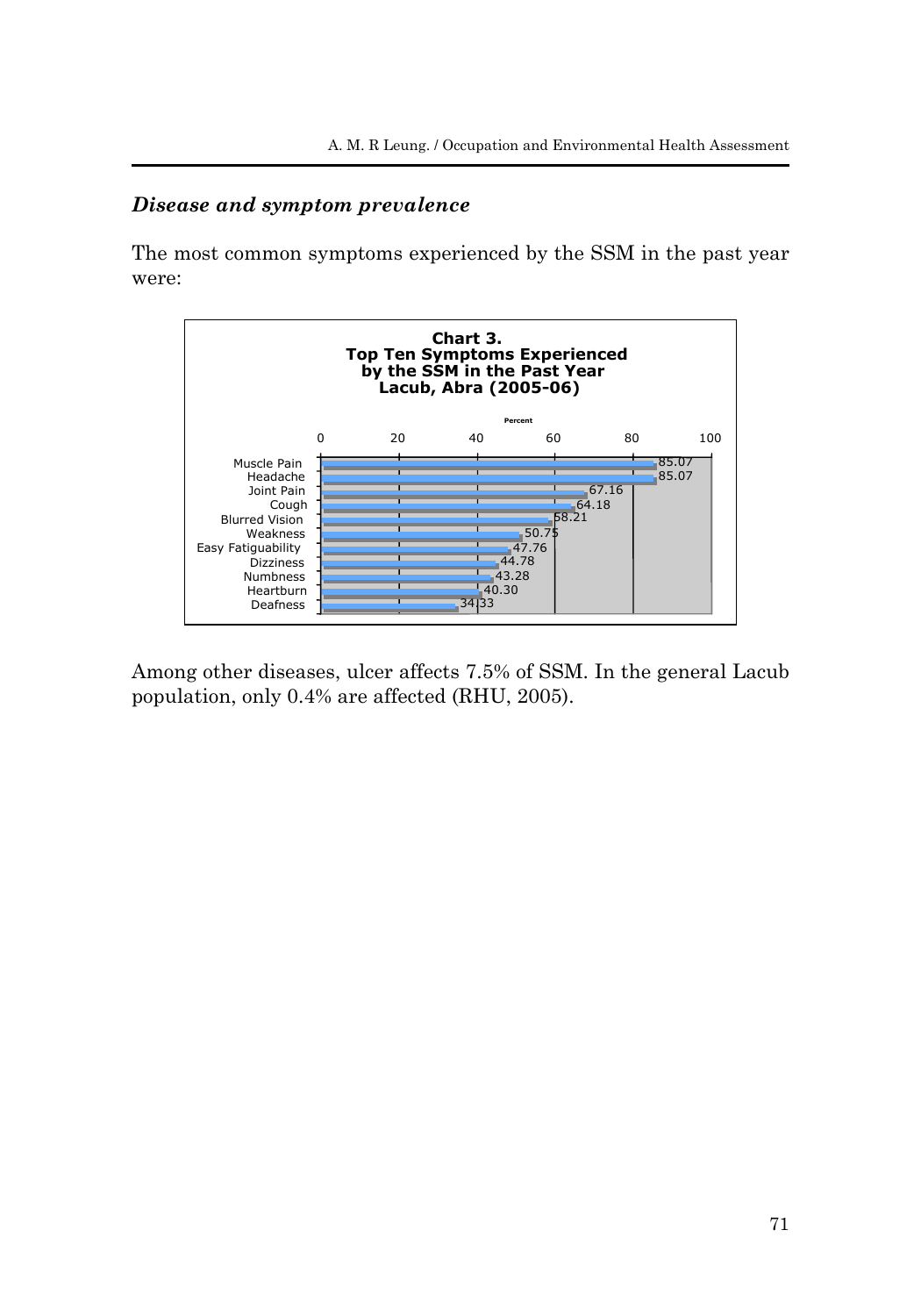### *Disease and symptom prevalence*

The most common symptoms experienced by the SSM in the past year were:

**Chart 3.**
**Top Ten Symptoms Experienced by the SSM in the Past Year Lacub, Abra (2005-06)**

| Symptom | Percent |
|---|---|
| Muscle Pain | 85.07 |
| Headache | 85.07 |
| Joint Pain | 67.16 |
| Cough | 64.18 |
| Blurred Vision | 58.21 |
| Weakness | 50.75 |
| Easy Fatiguability | 47.76 |
| Dizziness | 44.78 |
| Numbness | 43.28 |
| Heartburn | 40.30 |
| Deafness | 34.33 |

Among other diseases, ulcer affects 7.5% of SSM. In the general Lacub population, only 0.4% are affected (RHU, 2005).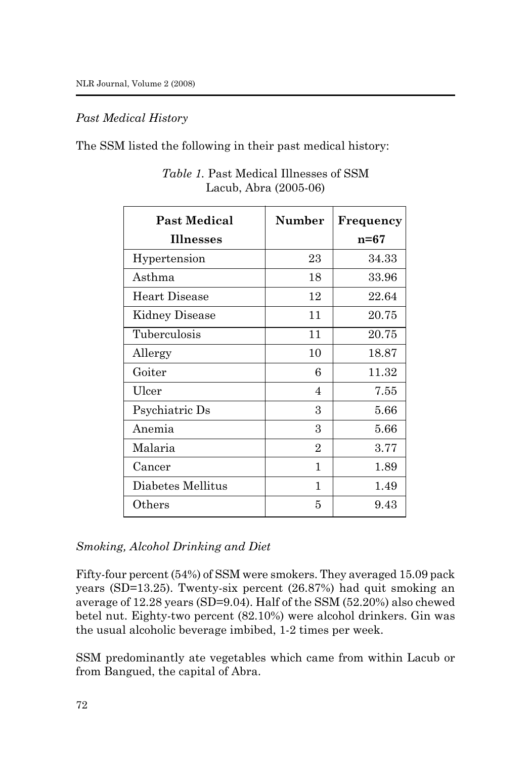*Past Medical History*

The SSM listed the following in their past medical history:

*Table 1.* Past Medical Illnesses of SSM
Lacub, Abra (2005-06)

| **Past Medical Illnesses** | **Number** | **Frequency n=67** |
|---|---|---|
| Hypertension | 23 | 34.33 |
| Asthma | 18 | 33.96 |
| Heart Disease | 12 | 22.64 |
| Kidney Disease | 11 | 20.75 |
| Tuberculosis | 11 | 20.75 |
| Allergy | 10 | 18.87 |
| Goiter | 6 | 11.32 |
| Ulcer | 4 | 7.55 |
| Psychiatric Ds | 3 | 5.66 |
| Anemia | 3 | 5.66 |
| Malaria | 2 | 3.77 |
| Cancer | 1 | 1.89 |
| Diabetes Mellitus | 1 | 1.49 |
| Others | 5 | 9.43 |

*Smoking, Alcohol Drinking and Diet*

Fifty-four percent (54%) of SSM were smokers. They averaged 15.09 pack years (SD=13.25). Twenty-six percent (26.87%) had quit smoking an average of 12.28 years (SD=9.04). Half of the SSM (52.20%) also chewed betel nut. Eighty-two percent (82.10%) were alcohol drinkers. Gin was the usual alcoholic beverage imbibed, 1-2 times per week.

SSM predominantly ate vegetables which came from within Lacub or from Bangued, the capital of Abra.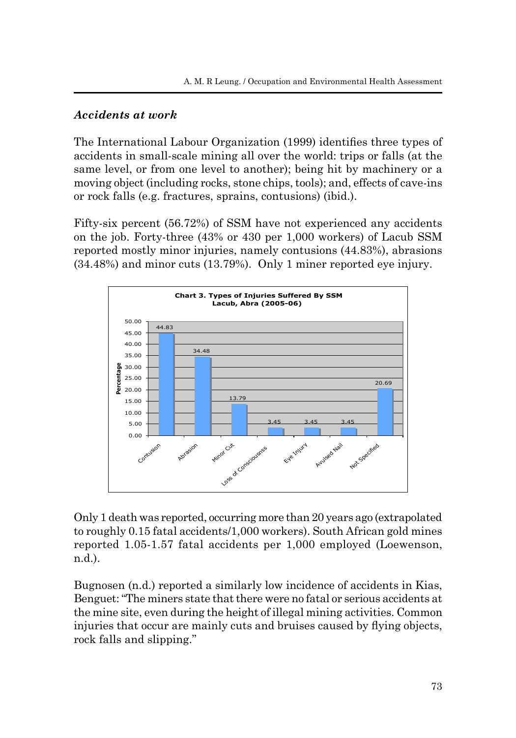### *Accidents at work*

The International Labour Organization (1999) identifies three types of accidents in small-scale mining all over the world: trips or falls (at the same level, or from one level to another); being hit by machinery or a moving object (including rocks, stone chips, tools); and, effects of cave-ins or rock falls (e.g. fractures, sprains, contusions) (ibid.).

Fifty-six percent (56.72%) of SSM have not experienced any accidents on the job. Forty-three (43% or 430 per 1,000 workers) of Lacub SSM reported mostly minor injuries, namely contusions (44.83%), abrasions (34.48%) and minor cuts (13.79%). Only 1 miner reported eye injury.

**Chart 3. Types of Injuries Suffered By SSM Lacub, Abra (2005-06)**

| Injury | Percentage |
| --- | --- |
| Contusion | 44.83 |
| Abrasion | 34.48 |
| Minor Cut | 13.79 |
| Loss of Consciousnss | 3.45 |
| Eye Injury | 3.45 |
| Avulsed Nail | 3.45 |
| Not Specified | 20.69 |

Only 1 death was reported, occurring more than 20 years ago (extrapolated to roughly 0.15 fatal accidents/1,000 workers). South African gold mines reported 1.05-1.57 fatal accidents per 1,000 employed (Loewenson, n.d.).

Bugnosen (n.d.) reported a similarly low incidence of accidents in Kias, Benguet: "The miners state that there were no fatal or serious accidents at the mine site, even during the height of illegal mining activities. Common injuries that occur are mainly cuts and bruises caused by flying objects, rock falls and slipping."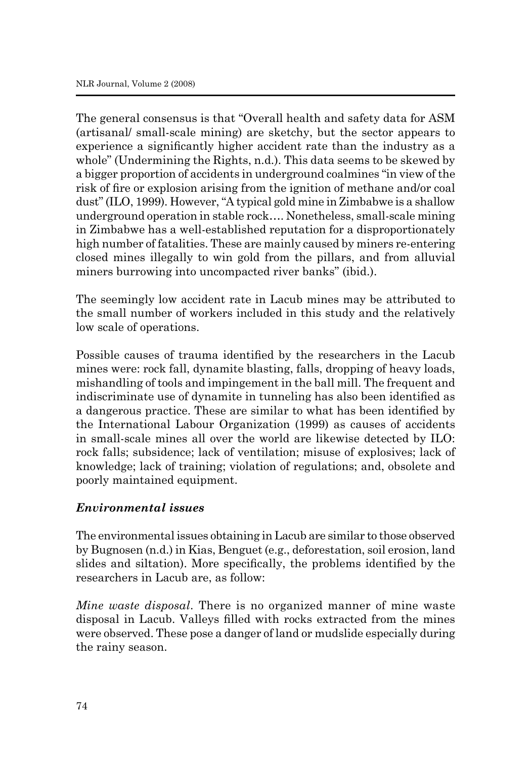The general consensus is that "Overall health and safety data for ASM (artisanal/ small-scale mining) are sketchy, but the sector appears to experience a significantly higher accident rate than the industry as a whole" (Undermining the Rights, n.d.). This data seems to be skewed by a bigger proportion of accidents in underground coalmines "in view of the risk of fire or explosion arising from the ignition of methane and/or coal dust" (ILO, 1999). However, "A typical gold mine in Zimbabwe is a shallow underground operation in stable rock…. Nonetheless, small-scale mining in Zimbabwe has a well-established reputation for a disproportionately high number of fatalities. These are mainly caused by miners re-entering closed mines illegally to win gold from the pillars, and from alluvial miners burrowing into uncompacted river banks" (ibid.).

The seemingly low accident rate in Lacub mines may be attributed to the small number of workers included in this study and the relatively low scale of operations.

Possible causes of trauma identified by the researchers in the Lacub mines were: rock fall, dynamite blasting, falls, dropping of heavy loads, mishandling of tools and impingement in the ball mill. The frequent and indiscriminate use of dynamite in tunneling has also been identified as a dangerous practice. These are similar to what has been identified by the International Labour Organization (1999) as causes of accidents in small-scale mines all over the world are likewise detected by ILO: rock falls; subsidence; lack of ventilation; misuse of explosives; lack of knowledge; lack of training; violation of regulations; and, obsolete and poorly maintained equipment.

### *Environmental issues*

The environmental issues obtaining in Lacub are similar to those observed by Bugnosen (n.d.) in Kias, Benguet (e.g., deforestation, soil erosion, land slides and siltation). More specifically, the problems identified by the researchers in Lacub are, as follow:

*Mine waste disposal*. There is no organized manner of mine waste disposal in Lacub. Valleys filled with rocks extracted from the mines were observed. These pose a danger of land or mudslide especially during the rainy season.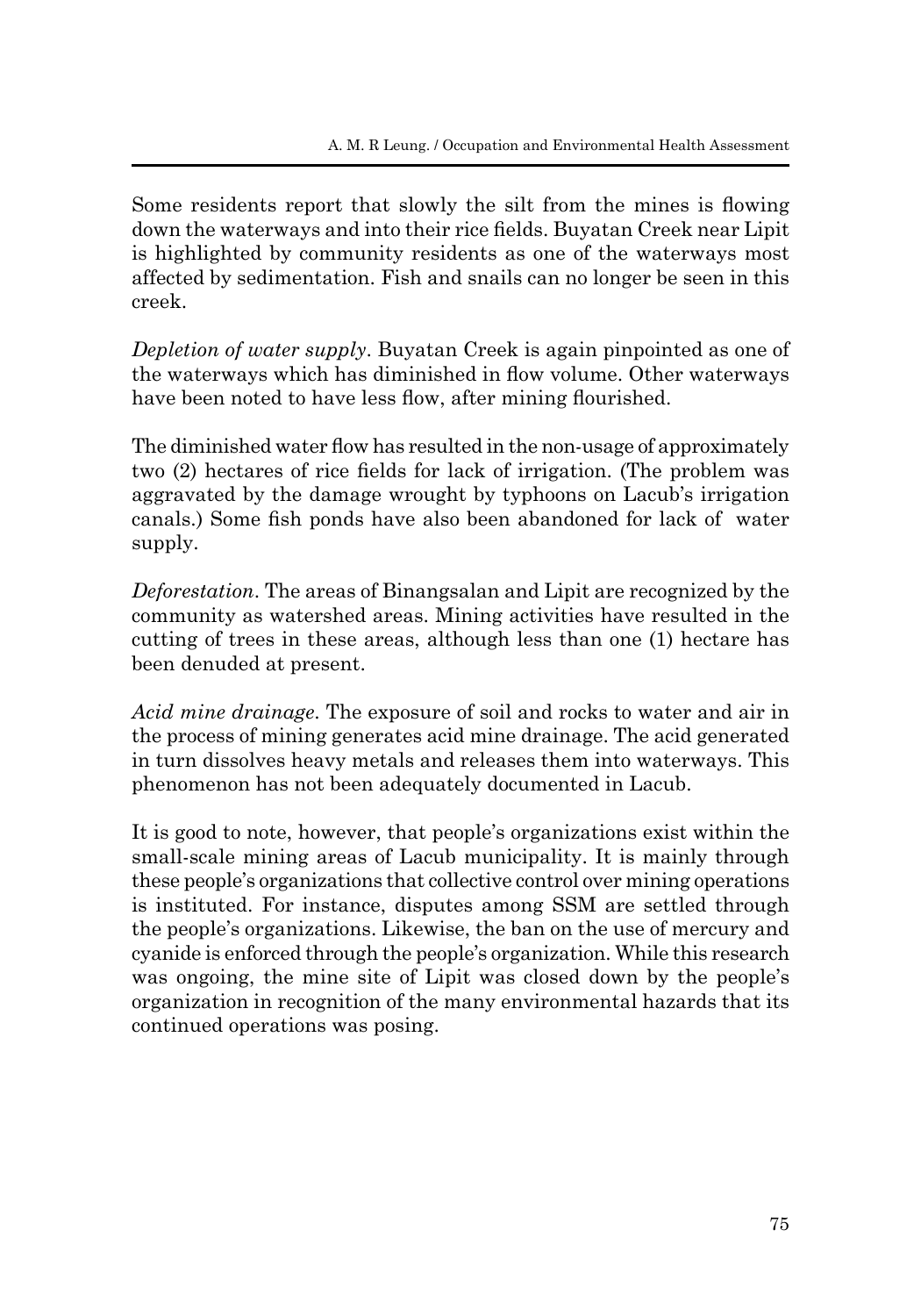Some residents report that slowly the silt from the mines is flowing down the waterways and into their rice fields. Buyatan Creek near Lipit is highlighted by community residents as one of the waterways most affected by sedimentation. Fish and snails can no longer be seen in this creek.

*Depletion of water supply*. Buyatan Creek is again pinpointed as one of the waterways which has diminished in flow volume. Other waterways have been noted to have less flow, after mining flourished.

The diminished water flow has resulted in the non-usage of approximately two (2) hectares of rice fields for lack of irrigation. (The problem was aggravated by the damage wrought by typhoons on Lacub's irrigation canals.) Some fish ponds have also been abandoned for lack of water supply.

*Deforestation*. The areas of Binangsalan and Lipit are recognized by the community as watershed areas. Mining activities have resulted in the cutting of trees in these areas, although less than one (1) hectare has been denuded at present.

*Acid mine drainage*. The exposure of soil and rocks to water and air in the process of mining generates acid mine drainage. The acid generated in turn dissolves heavy metals and releases them into waterways. This phenomenon has not been adequately documented in Lacub.

It is good to note, however, that people's organizations exist within the small-scale mining areas of Lacub municipality. It is mainly through these people's organizations that collective control over mining operations is instituted. For instance, disputes among SSM are settled through the people's organizations. Likewise, the ban on the use of mercury and cyanide is enforced through the people's organization. While this research was ongoing, the mine site of Lipit was closed down by the people's organization in recognition of the many environmental hazards that its continued operations was posing.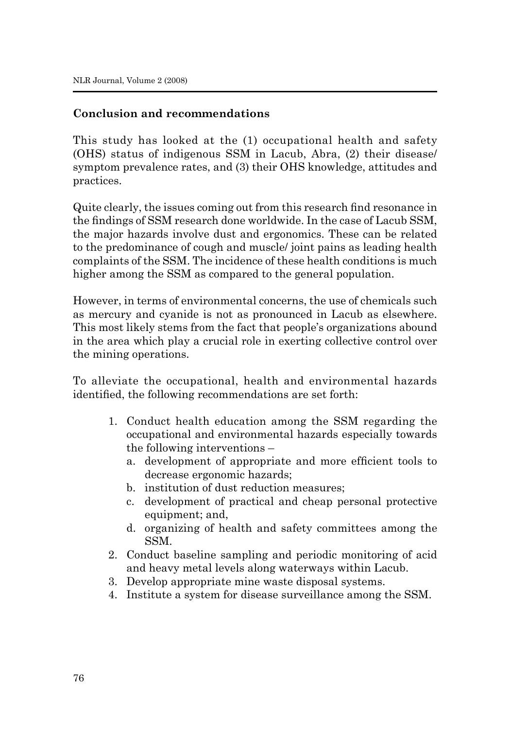## Conclusion and recommendations

This study has looked at the (1) occupational health and safety (OHS) status of indigenous SSM in Lacub, Abra, (2) their disease/ symptom prevalence rates, and (3) their OHS knowledge, attitudes and practices.

Quite clearly, the issues coming out from this research find resonance in the findings of SSM research done worldwide. In the case of Lacub SSM, the major hazards involve dust and ergonomics. These can be related to the predominance of cough and muscle/ joint pains as leading health complaints of the SSM. The incidence of these health conditions is much higher among the SSM as compared to the general population.

However, in terms of environmental concerns, the use of chemicals such as mercury and cyanide is not as pronounced in Lacub as elsewhere. This most likely stems from the fact that people's organizations abound in the area which play a crucial role in exerting collective control over the mining operations.

To alleviate the occupational, health and environmental hazards identified, the following recommendations are set forth:

1. Conduct health education among the SSM regarding the occupational and environmental hazards especially towards the following interventions –
   a. development of appropriate and more efficient tools to decrease ergonomic hazards;
   b. institution of dust reduction measures;
   c. development of practical and cheap personal protective equipment; and,
   d. organizing of health and safety committees among the SSM.
2. Conduct baseline sampling and periodic monitoring of acid and heavy metal levels along waterways within Lacub.
3. Develop appropriate mine waste disposal systems.
4. Institute a system for disease surveillance among the SSM.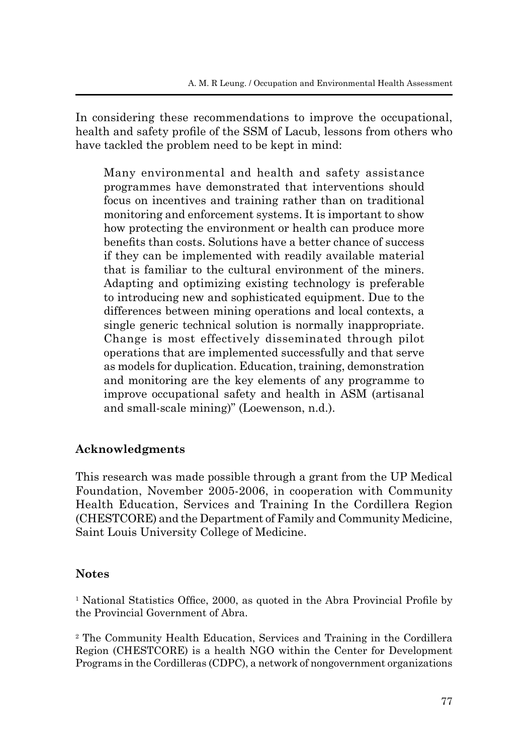In considering these recommendations to improve the occupational, health and safety profile of the SSM of Lacub, lessons from others who have tackled the problem need to be kept in mind:

> Many environmental and health and safety assistance programmes have demonstrated that interventions should focus on incentives and training rather than on traditional monitoring and enforcement systems. It is important to show how protecting the environment or health can produce more benefits than costs. Solutions have a better chance of success if they can be implemented with readily available material that is familiar to the cultural environment of the miners. Adapting and optimizing existing technology is preferable to introducing new and sophisticated equipment. Due to the differences between mining operations and local contexts, a single generic technical solution is normally inappropriate. Change is most effectively disseminated through pilot operations that are implemented successfully and that serve as models for duplication. Education, training, demonstration and monitoring are the key elements of any programme to improve occupational safety and health in ASM (artisanal and small-scale mining)" (Loewenson, n.d.).

## Acknowledgments

This research was made possible through a grant from the UP Medical Foundation, November 2005-2006, in cooperation with Community Health Education, Services and Training In the Cordillera Region (CHESTCORE) and the Department of Family and Community Medicine, Saint Louis University College of Medicine.

## Notes

[1] National Statistics Office, 2000, as quoted in the Abra Provincial Profile by the Provincial Government of Abra.

[2] The Community Health Education, Services and Training in the Cordillera Region (CHESTCORE) is a health NGO within the Center for Development Programs in the Cordilleras (CDPC), a network of nongovernment organizations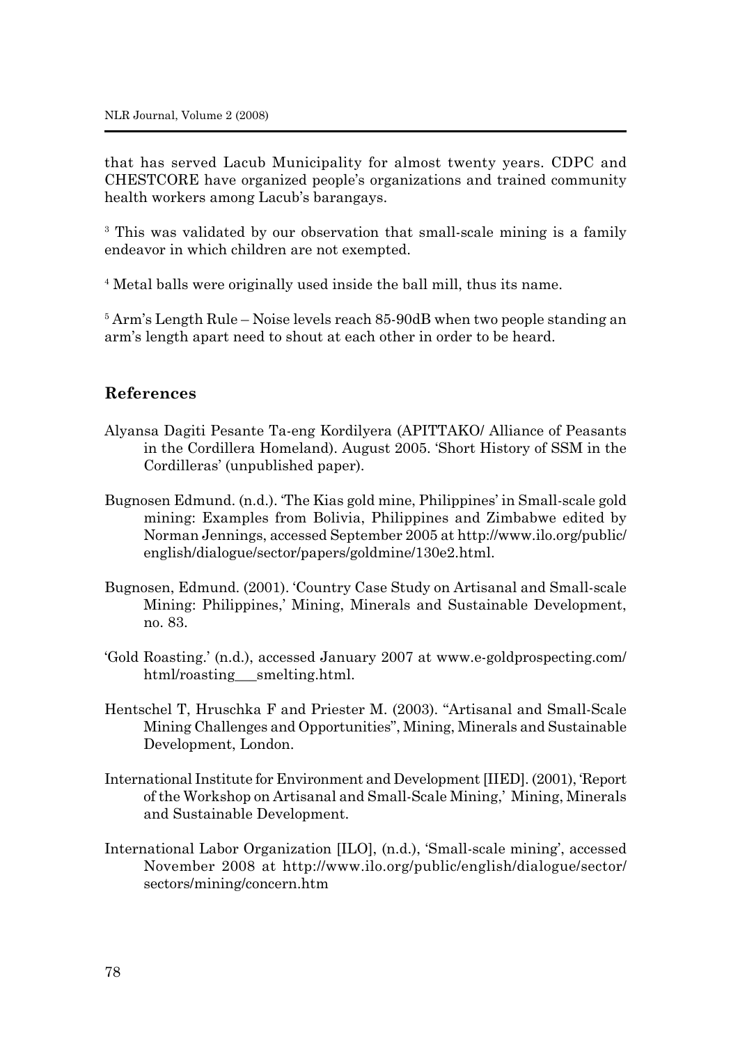that has served Lacub Municipality for almost twenty years. CDPC and CHESTCORE have organized people's organizations and trained community health workers among Lacub's barangays.

[3] This was validated by our observation that small-scale mining is a family endeavor in which children are not exempted.

[4] Metal balls were originally used inside the ball mill, thus its name.

[5] Arm's Length Rule – Noise levels reach 85-90dB when two people standing an arm's length apart need to shout at each other in order to be heard.

## References

Alyansa Dagiti Pesante Ta-eng Kordilyera (APITTAKO/ Alliance of Peasants in the Cordillera Homeland). August 2005. 'Short History of SSM in the Cordilleras' (unpublished paper).

Bugnosen Edmund. (n.d.). 'The Kias gold mine, Philippines' in Small-scale gold mining: Examples from Bolivia, Philippines and Zimbabwe edited by Norman Jennings, accessed September 2005 at http://www.ilo.org/public/english/dialogue/sector/papers/goldmine/130e2.html.

Bugnosen, Edmund. (2001). 'Country Case Study on Artisanal and Small-scale Mining: Philippines,' Mining, Minerals and Sustainable Development, no. 83.

'Gold Roasting.' (n.d.), accessed January 2007 at www.e-goldprospecting.com/html/roasting___smelting.html.

Hentschel T, Hruschka F and Priester M. (2003). "Artisanal and Small-Scale Mining Challenges and Opportunities", Mining, Minerals and Sustainable Development, London.

International Institute for Environment and Development [IIED]. (2001), 'Report of the Workshop on Artisanal and Small-Scale Mining,' Mining, Minerals and Sustainable Development.

International Labor Organization [ILO], (n.d.), 'Small-scale mining', accessed November 2008 at http://www.ilo.org/public/english/dialogue/sector/sectors/mining/concern.htm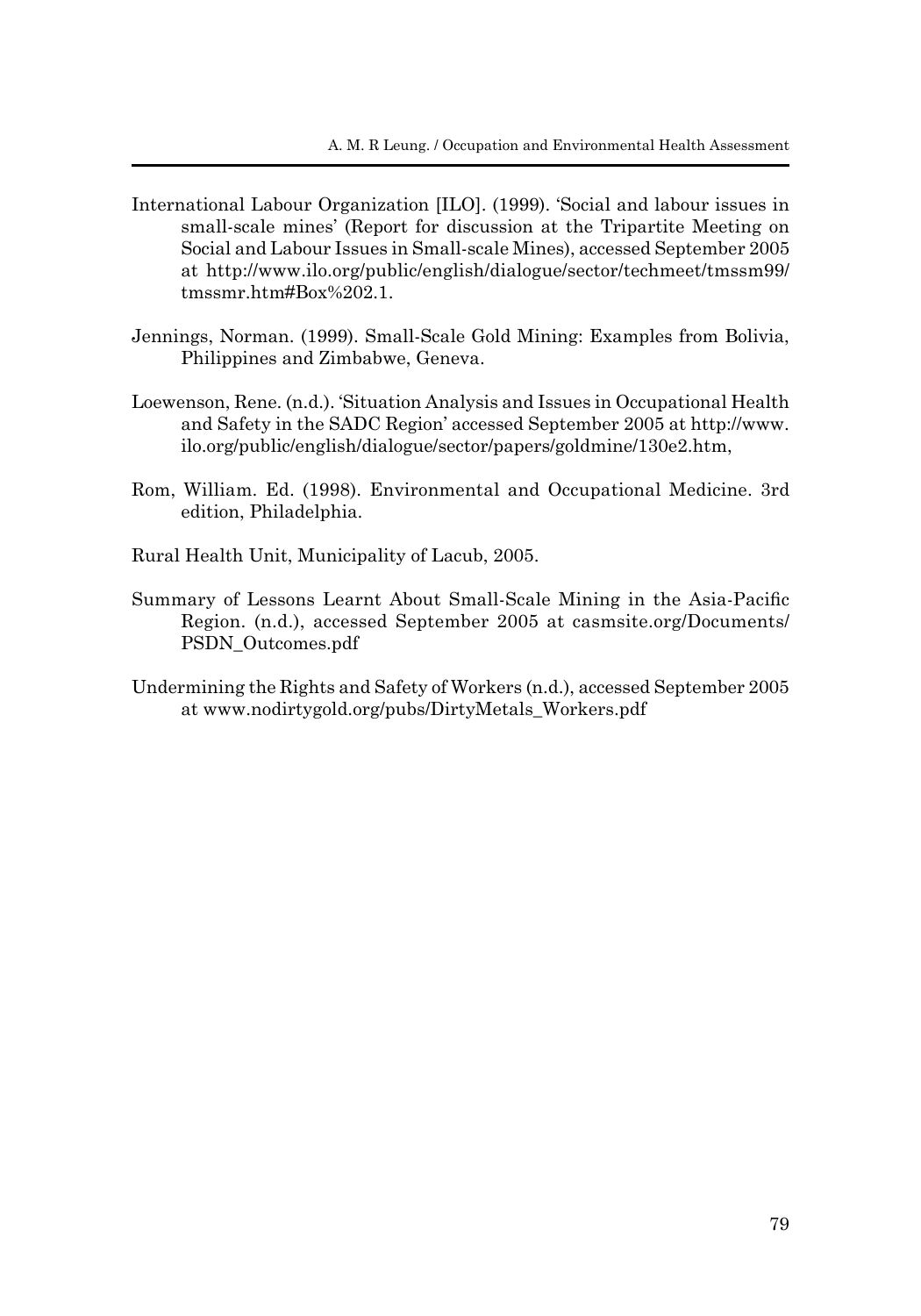International Labour Organization [ILO]. (1999). 'Social and labour issues in small-scale mines' (Report for discussion at the Tripartite Meeting on Social and Labour Issues in Small-scale Mines), accessed September 2005 at http://www.ilo.org/public/english/dialogue/sector/techmeet/tmssm99/tmssmr.htm#Box%202.1.

Jennings, Norman. (1999). Small-Scale Gold Mining: Examples from Bolivia, Philippines and Zimbabwe, Geneva.

Loewenson, Rene. (n.d.). 'Situation Analysis and Issues in Occupational Health and Safety in the SADC Region' accessed September 2005 at http://www.ilo.org/public/english/dialogue/sector/papers/goldmine/130e2.htm,

Rom, William. Ed. (1998). Environmental and Occupational Medicine. 3rd edition, Philadelphia.

Rural Health Unit, Municipality of Lacub, 2005.

Summary of Lessons Learnt About Small-Scale Mining in the Asia-Pacific Region. (n.d.), accessed September 2005 at casmsite.org/Documents/PSDN_Outcomes.pdf

Undermining the Rights and Safety of Workers (n.d.), accessed September 2005 at www.nodirtygold.org/pubs/DirtyMetals_Workers.pdf